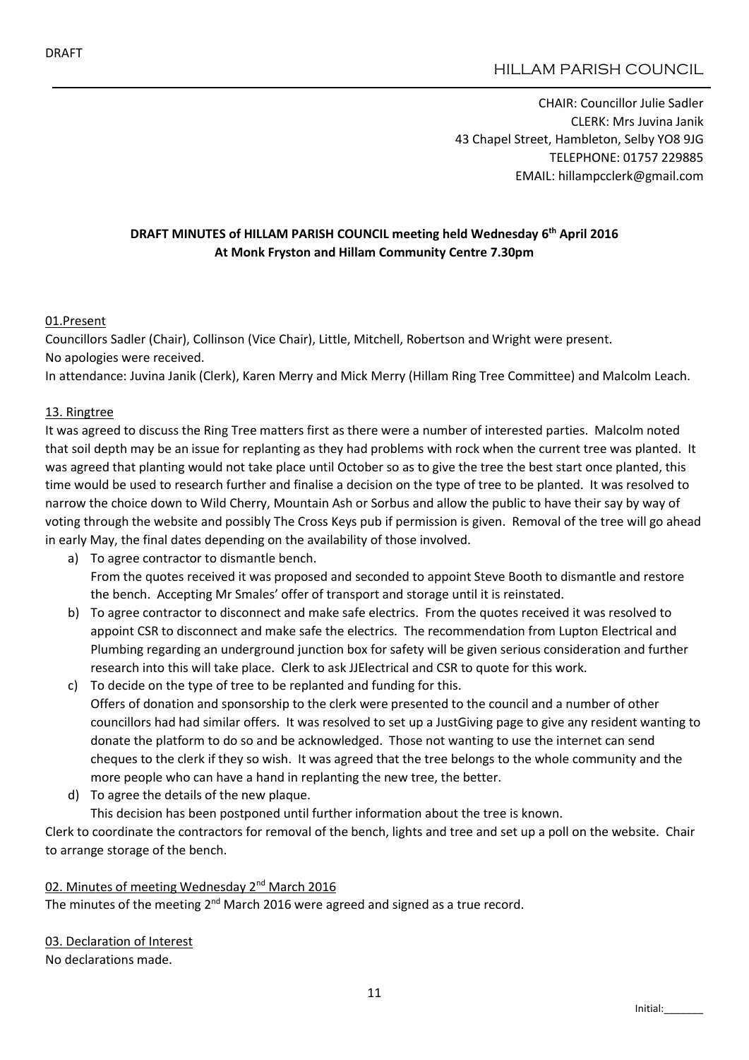DRAFT

HILLAM PARISH COUNCIL

CHAIR: Councillor Julie Sadler
CLERK: Mrs Juvina Janik
43 Chapel Street, Hambleton, Selby YO8 9JG
TELEPHONE: 01757 229885
EMAIL: hillampcclerk@gmail.com

**DRAFT MINUTES of HILLAM PARISH COUNCIL meeting held Wednesday 6th April 2016**
**At Monk Fryston and Hillam Community Centre 7.30pm**

01.Present

Councillors Sadler (Chair), Collinson (Vice Chair), Little, Mitchell, Robertson and Wright were present.
No apologies were received.
In attendance: Juvina Janik (Clerk), Karen Merry and Mick Merry (Hillam Ring Tree Committee) and Malcolm Leach.

13. Ringtree

It was agreed to discuss the Ring Tree matters first as there were a number of interested parties. Malcolm noted that soil depth may be an issue for replanting as they had problems with rock when the current tree was planted. It was agreed that planting would not take place until October so as to give the tree the best start once planted, this time would be used to research further and finalise a decision on the type of tree to be planted. It was resolved to narrow the choice down to Wild Cherry, Mountain Ash or Sorbus and allow the public to have their say by way of voting through the website and possibly The Cross Keys pub if permission is given. Removal of the tree will go ahead in early May, the final dates depending on the availability of those involved.

a) To agree contractor to dismantle bench.
   From the quotes received it was proposed and seconded to appoint Steve Booth to dismantle and restore the bench. Accepting Mr Smales' offer of transport and storage until it is reinstated.
b) To agree contractor to disconnect and make safe electrics. From the quotes received it was resolved to appoint CSR to disconnect and make safe the electrics. The recommendation from Lupton Electrical and Plumbing regarding an underground junction box for safety will be given serious consideration and further research into this will take place. Clerk to ask JJElectrical and CSR to quote for this work.
c) To decide on the type of tree to be replanted and funding for this.
   Offers of donation and sponsorship to the clerk were presented to the council and a number of other councillors had had similar offers. It was resolved to set up a JustGiving page to give any resident wanting to donate the platform to do so and be acknowledged. Those not wanting to use the internet can send cheques to the clerk if they so wish. It was agreed that the tree belongs to the whole community and the more people who can have a hand in replanting the new tree, the better.
d) To agree the details of the new plaque.
   This decision has been postponed until further information about the tree is known.

Clerk to coordinate the contractors for removal of the bench, lights and tree and set up a poll on the website. Chair to arrange storage of the bench.

02. Minutes of meeting Wednesday 2nd March 2016

The minutes of the meeting 2nd March 2016 were agreed and signed as a true record.

03. Declaration of Interest

No declarations made.

Initial:_______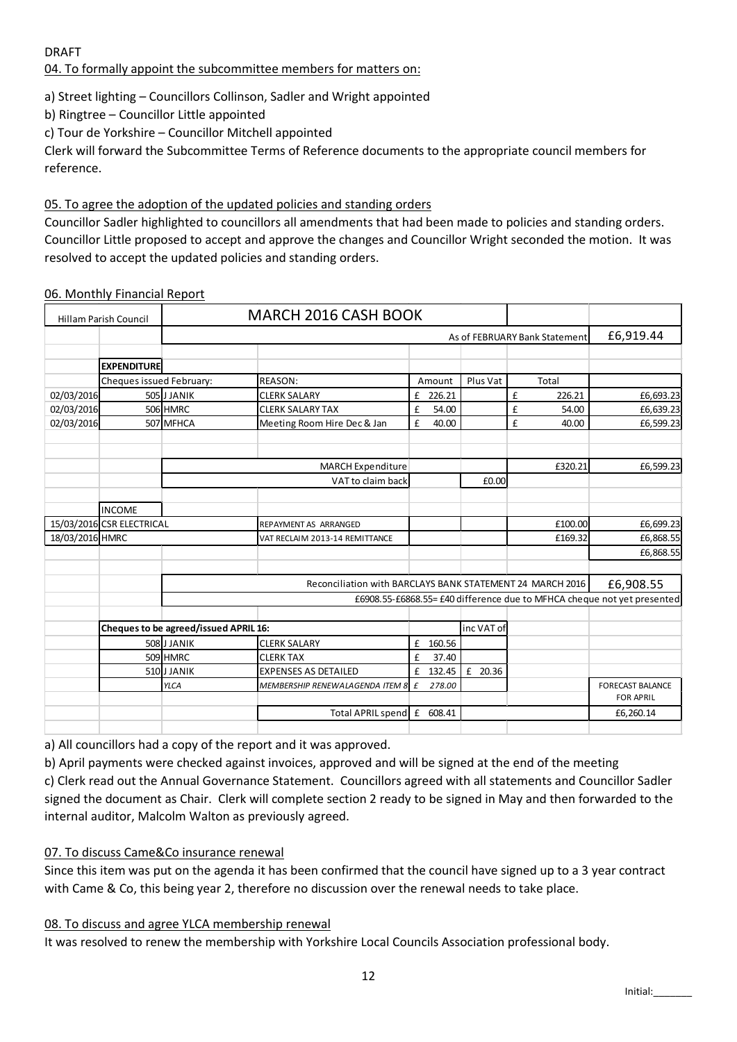DRAFT

04. To formally appoint the subcommittee members for matters on:

a) Street lighting – Councillors Collinson, Sadler and Wright appointed

b) Ringtree – Councillor Little appointed

c) Tour de Yorkshire – Councillor Mitchell appointed

Clerk will forward the Subcommittee Terms of Reference documents to the appropriate council members for reference.

05. To agree the adoption of the updated policies and standing orders

Councillor Sadler highlighted to councillors all amendments that had been made to policies and standing orders. Councillor Little proposed to accept and approve the changes and Councillor Wright seconded the motion. It was resolved to accept the updated policies and standing orders.

06. Monthly Financial Report

| Hillam Parish Council | | MARCH 2016 CASH BOOK | | | | | |
|---|---|---|---|---|---|---|---|
| | | | | | As of FEBRUARY Bank Statement | | £6,919.44 |
| | **EXPENDITURE** | | | | | | |
| | Cheques issued February: | | REASON: | Amount | Plus Vat | Total | |
| 02/03/2016 | 505 | J JANIK | CLERK SALARY | £ 226.21 | | £ 226.21 | £6,693.23 |
| 02/03/2016 | 506 | HMRC | CLERK SALARY TAX | £ 54.00 | | £ 54.00 | £6,639.23 |
| 02/03/2016 | 507 | MFHCA | Meeting Room Hire Dec & Jan | £ 40.00 | | £ 40.00 | £6,599.23 |
| | | | MARCH Expenditure | | | £320.21 | £6,599.23 |
| | | | VAT to claim back | | £0.00 | | |
| | INCOME | | | | | | |
| 15/03/2016 | CSR ELECTRICAL | | REPAYMENT AS ARRANGED | | | £100.00 | £6,699.23 |
| 18/03/2016 | HMRC | | VAT RECLAIM 2013-14 REMITTANCE | | | £169.32 | £6,868.55 |
| | | | | | | | £6,868.55 |
| | | | Reconciliation with BARCLAYS BANK STATEMENT 24 MARCH 2016 | | | | £6,908.55 |
| | | | £6908.55-£6868.55= £40 difference due to MFHCA cheque not yet presented | | | | |
| | Cheques to be agreed/issued APRIL 16: | | | | inc VAT of | | |
| | 508 | J JANIK | CLERK SALARY | £ 160.56 | | | |
| | 509 | HMRC | CLERK TAX | £ 37.40 | | | |
| | 510 | J JANIK | EXPENSES AS DETAILED | £ 132.45 | £ 20.36 | | |
| | | *YLCA* | *MEMBERSHIP RENEWALAGENDA ITEM 8* | *£ 278.00* | | | FORECAST BALANCE FOR APRIL |
| | | | Total APRIL spend | £ 608.41 | | | £6,260.14 |

a) All councillors had a copy of the report and it was approved.

b) April payments were checked against invoices, approved and will be signed at the end of the meeting

c) Clerk read out the Annual Governance Statement. Councillors agreed with all statements and Councillor Sadler signed the document as Chair. Clerk will complete section 2 ready to be signed in May and then forwarded to the internal auditor, Malcolm Walton as previously agreed.

07. To discuss Came&Co insurance renewal

Since this item was put on the agenda it has been confirmed that the council have signed up to a 3 year contract with Came & Co, this being year 2, therefore no discussion over the renewal needs to take place.

08. To discuss and agree YLCA membership renewal

It was resolved to renew the membership with Yorkshire Local Councils Association professional body.

Initial:_______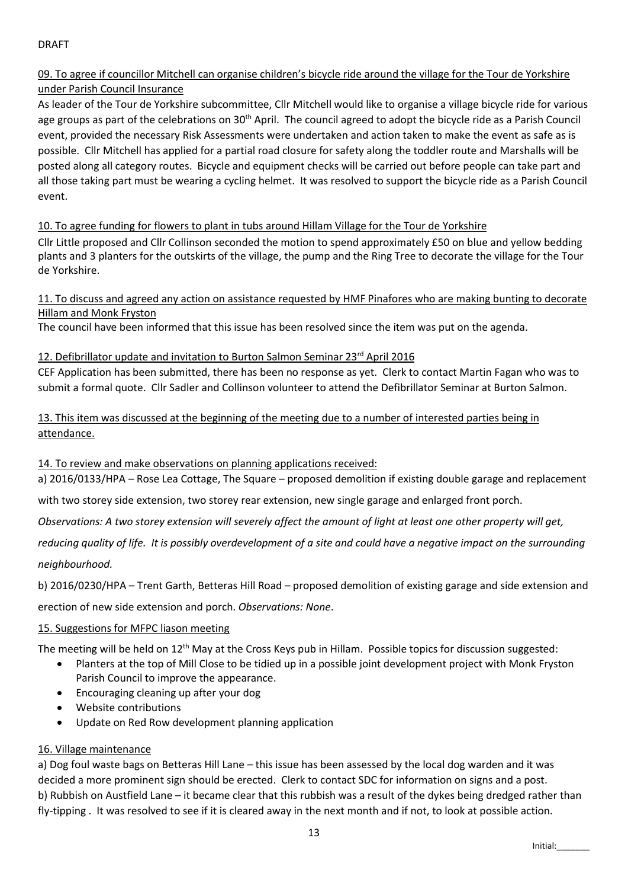DRAFT

09. To agree if councillor Mitchell can organise children's bicycle ride around the village for the Tour de Yorkshire under Parish Council Insurance

As leader of the Tour de Yorkshire subcommittee, Cllr Mitchell would like to organise a village bicycle ride for various age groups as part of the celebrations on 30th April. The council agreed to adopt the bicycle ride as a Parish Council event, provided the necessary Risk Assessments were undertaken and action taken to make the event as safe as is possible. Cllr Mitchell has applied for a partial road closure for safety along the toddler route and Marshalls will be posted along all category routes. Bicycle and equipment checks will be carried out before people can take part and all those taking part must be wearing a cycling helmet. It was resolved to support the bicycle ride as a Parish Council event.

10. To agree funding for flowers to plant in tubs around Hillam Village for the Tour de Yorkshire

Cllr Little proposed and Cllr Collinson seconded the motion to spend approximately £50 on blue and yellow bedding plants and 3 planters for the outskirts of the village, the pump and the Ring Tree to decorate the village for the Tour de Yorkshire.

11. To discuss and agreed any action on assistance requested by HMF Pinafores who are making bunting to decorate Hillam and Monk Fryston

The council have been informed that this issue has been resolved since the item was put on the agenda.

12. Defibrillator update and invitation to Burton Salmon Seminar 23rd April 2016

CEF Application has been submitted, there has been no response as yet. Clerk to contact Martin Fagan who was to submit a formal quote. Cllr Sadler and Collinson volunteer to attend the Defibrillator Seminar at Burton Salmon.

13. This item was discussed at the beginning of the meeting due to a number of interested parties being in attendance.

14. To review and make observations on planning applications received:

a) 2016/0133/HPA – Rose Lea Cottage, The Square – proposed demolition if existing double garage and replacement with two storey side extension, two storey rear extension, new single garage and enlarged front porch.

*Observations: A two storey extension will severely affect the amount of light at least one other property will get, reducing quality of life. It is possibly overdevelopment of a site and could have a negative impact on the surrounding neighbourhood.*

b) 2016/0230/HPA – Trent Garth, Betteras Hill Road – proposed demolition of existing garage and side extension and erection of new side extension and porch. *Observations: None*.

15. Suggestions for MFPC liason meeting

The meeting will be held on 12th May at the Cross Keys pub in Hillam. Possible topics for discussion suggested:

- Planters at the top of Mill Close to be tidied up in a possible joint development project with Monk Fryston Parish Council to improve the appearance.
- Encouraging cleaning up after your dog
- Website contributions
- Update on Red Row development planning application

16. Village maintenance

a) Dog foul waste bags on Betteras Hill Lane – this issue has been assessed by the local dog warden and it was decided a more prominent sign should be erected. Clerk to contact SDC for information on signs and a post.
b) Rubbish on Austfield Lane – it became clear that this rubbish was a result of the dykes being dredged rather than fly-tipping . It was resolved to see if it is cleared away in the next month and if not, to look at possible action.

Initial:_______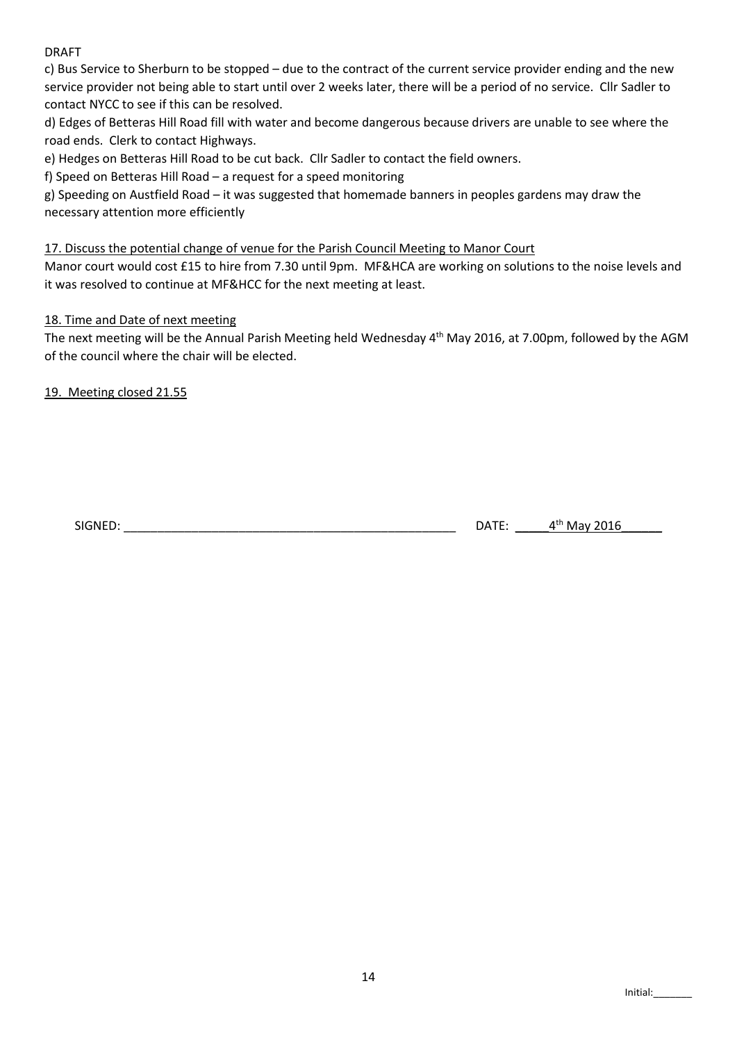DRAFT

c) Bus Service to Sherburn to be stopped – due to the contract of the current service provider ending and the new service provider not being able to start until over 2 weeks later, there will be a period of no service. Cllr Sadler to contact NYCC to see if this can be resolved.

d) Edges of Betteras Hill Road fill with water and become dangerous because drivers are unable to see where the road ends. Clerk to contact Highways.

e) Hedges on Betteras Hill Road to be cut back. Cllr Sadler to contact the field owners.

f) Speed on Betteras Hill Road – a request for a speed monitoring

g) Speeding on Austfield Road – it was suggested that homemade banners in peoples gardens may draw the necessary attention more efficiently

17. Discuss the potential change of venue for the Parish Council Meeting to Manor Court

Manor court would cost £15 to hire from 7.30 until 9pm. MF&HCA are working on solutions to the noise levels and it was resolved to continue at MF&HCC for the next meeting at least.

18. Time and Date of next meeting

The next meeting will be the Annual Parish Meeting held Wednesday 4th May 2016, at 7.00pm, followed by the AGM of the council where the chair will be elected.

19. Meeting closed 21.55

SIGNED: ___________________________________________________ DATE: _____4th May 2016______

Initial:_______